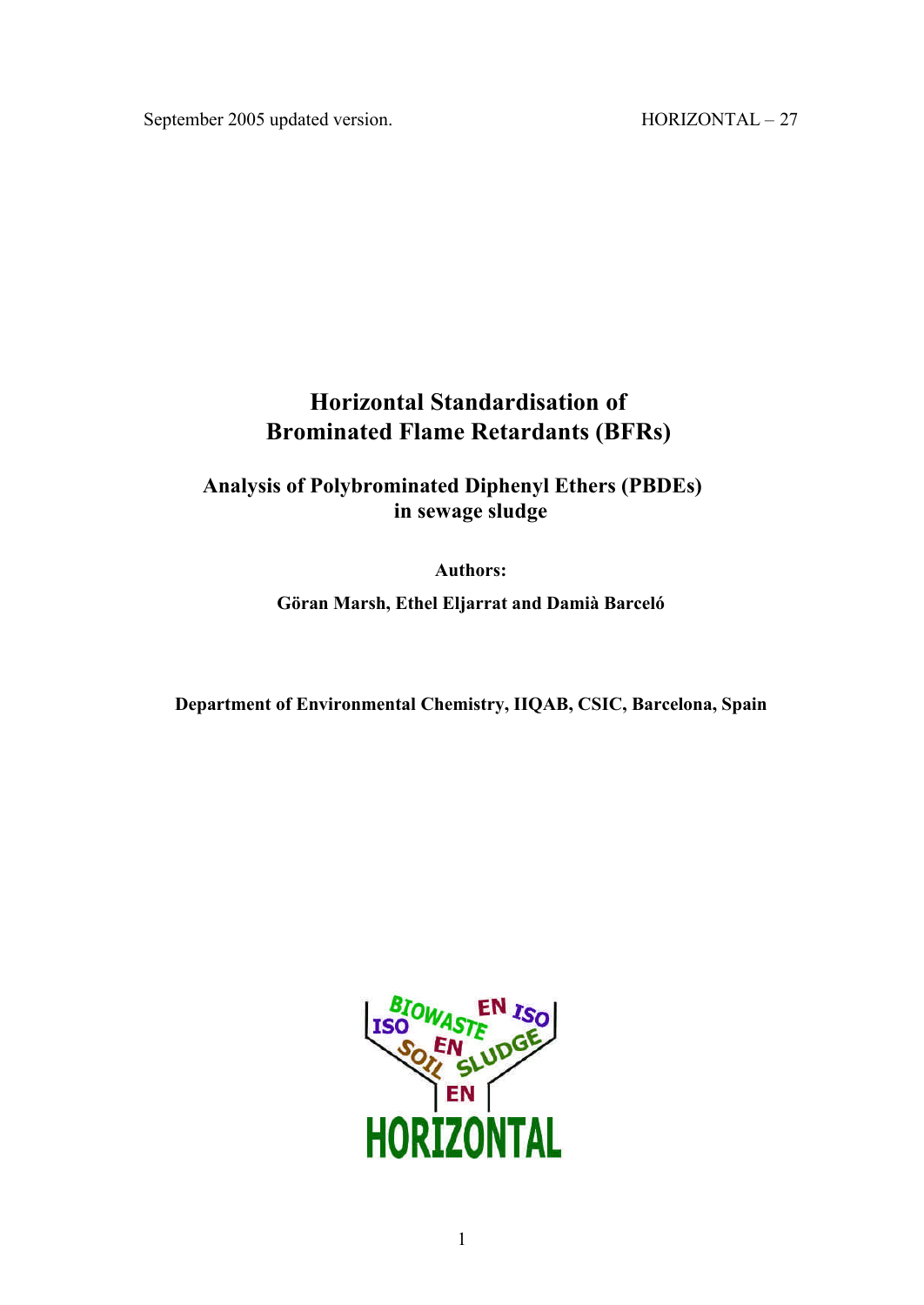September 2005 updated version. HORIZONTAL – 27

# Horizontal Standardisation of Brominated Flame Retardants (BFRs)

## Analysis of Polybrominated Diphenyl Ethers (PBDEs) in sewage sludge

**Authors:**

**Göran Marsh, Ethel Eljarrat and Damià Barceló**

**Department of Environmental Chemistry, IIQAB, CSIC, Barcelona, Spain**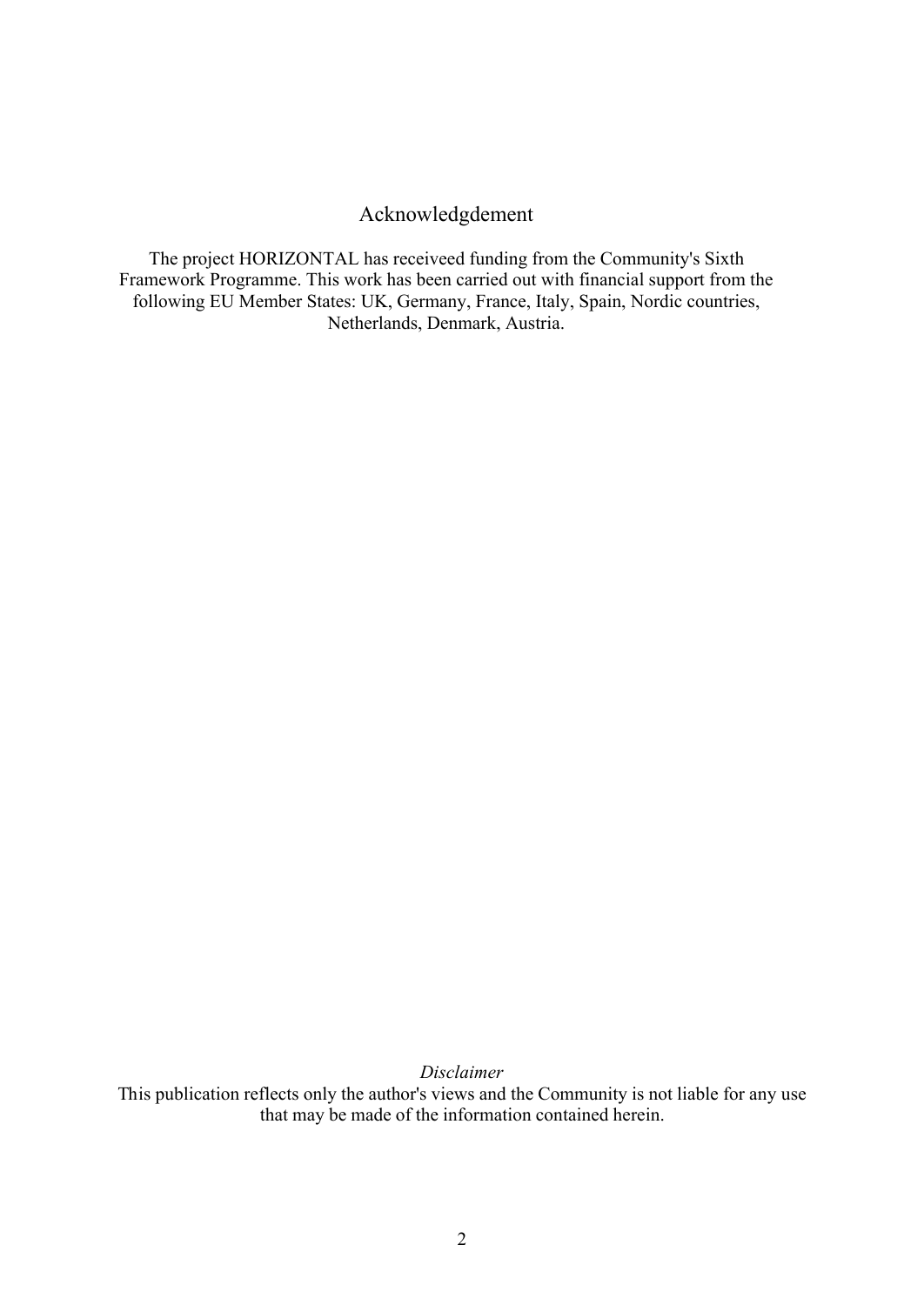# Acknowledgdement

The project HORIZONTAL has receiveed funding from the Community's Sixth Framework Programme. This work has been carried out with financial support from the following EU Member States: UK, Germany, France, Italy, Spain, Nordic countries, Netherlands, Denmark, Austria.

*Disclaimer*

This publication reflects only the author's views and the Community is not liable for any use that may be made of the information contained herein.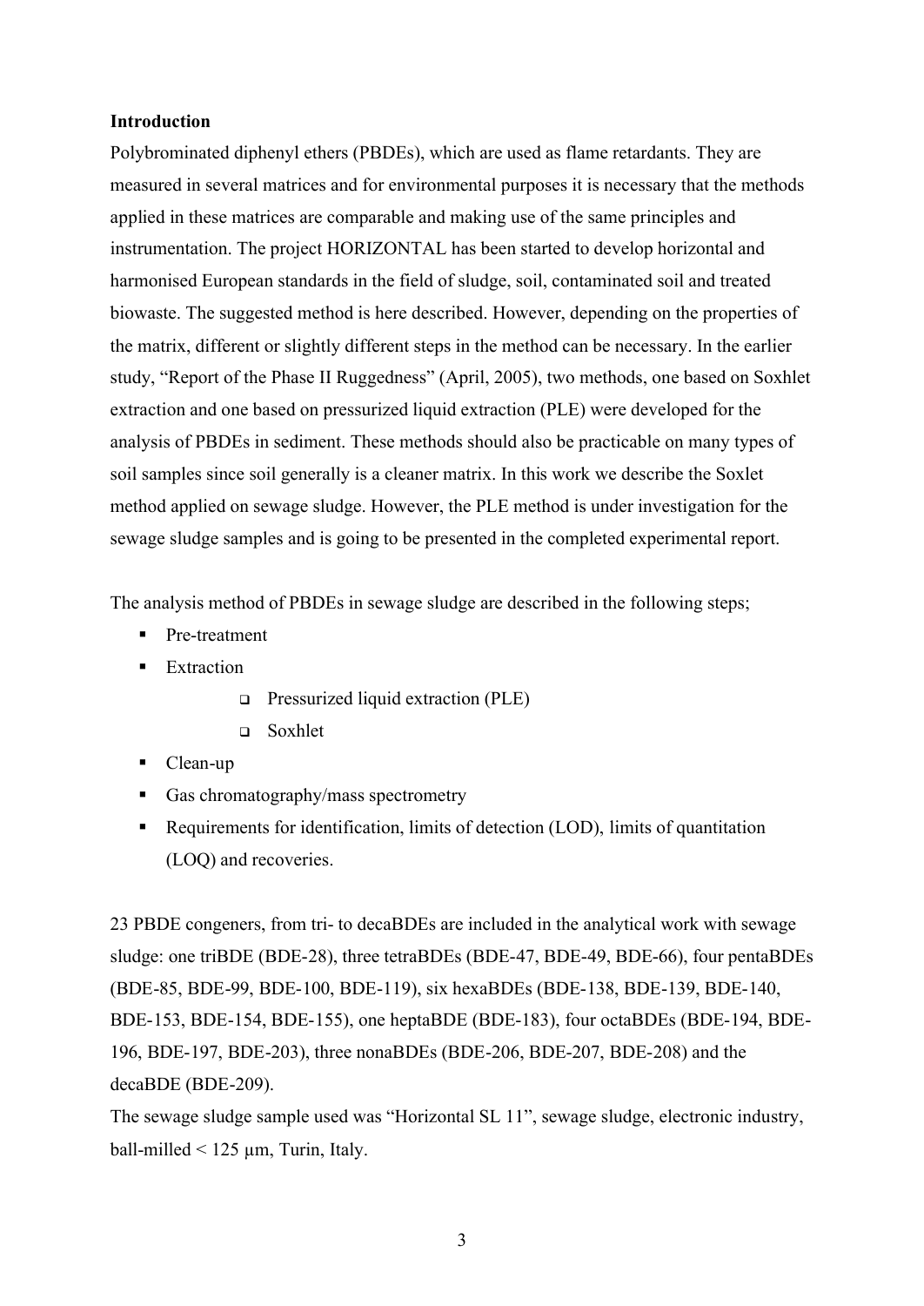**Introduction**

Polybrominated diphenyl ethers (PBDEs), which are used as flame retardants. They are measured in several matrices and for environmental purposes it is necessary that the methods applied in these matrices are comparable and making use of the same principles and instrumentation. The project HORIZONTAL has been started to develop horizontal and harmonised European standards in the field of sludge, soil, contaminated soil and treated biowaste. The suggested method is here described. However, depending on the properties of the matrix, different or slightly different steps in the method can be necessary. In the earlier study, "Report of the Phase II Ruggedness" (April, 2005), two methods, one based on Soxhlet extraction and one based on pressurized liquid extraction (PLE) were developed for the analysis of PBDEs in sediment. These methods should also be practicable on many types of soil samples since soil generally is a cleaner matrix. In this work we describe the Soxlet method applied on sewage sludge. However, the PLE method is under investigation for the sewage sludge samples and is going to be presented in the completed experimental report.

The analysis method of PBDEs in sewage sludge are described in the following steps;

- Pre-treatment
- Extraction
  - Pressurized liquid extraction (PLE)
  - Soxhlet
- Clean-up
- Gas chromatography/mass spectrometry
- Requirements for identification, limits of detection (LOD), limits of quantitation (LOQ) and recoveries.

23 PBDE congeners, from tri- to decaBDEs are included in the analytical work with sewage sludge: one triBDE (BDE-28), three tetraBDEs (BDE-47, BDE-49, BDE-66), four pentaBDEs (BDE-85, BDE-99, BDE-100, BDE-119), six hexaBDEs (BDE-138, BDE-139, BDE-140, BDE-153, BDE-154, BDE-155), one heptaBDE (BDE-183), four octaBDEs (BDE-194, BDE-196, BDE-197, BDE-203), three nonaBDEs (BDE-206, BDE-207, BDE-208) and the decaBDE (BDE-209).

The sewage sludge sample used was "Horizontal SL 11", sewage sludge, electronic industry, ball-milled < 125 µm, Turin, Italy.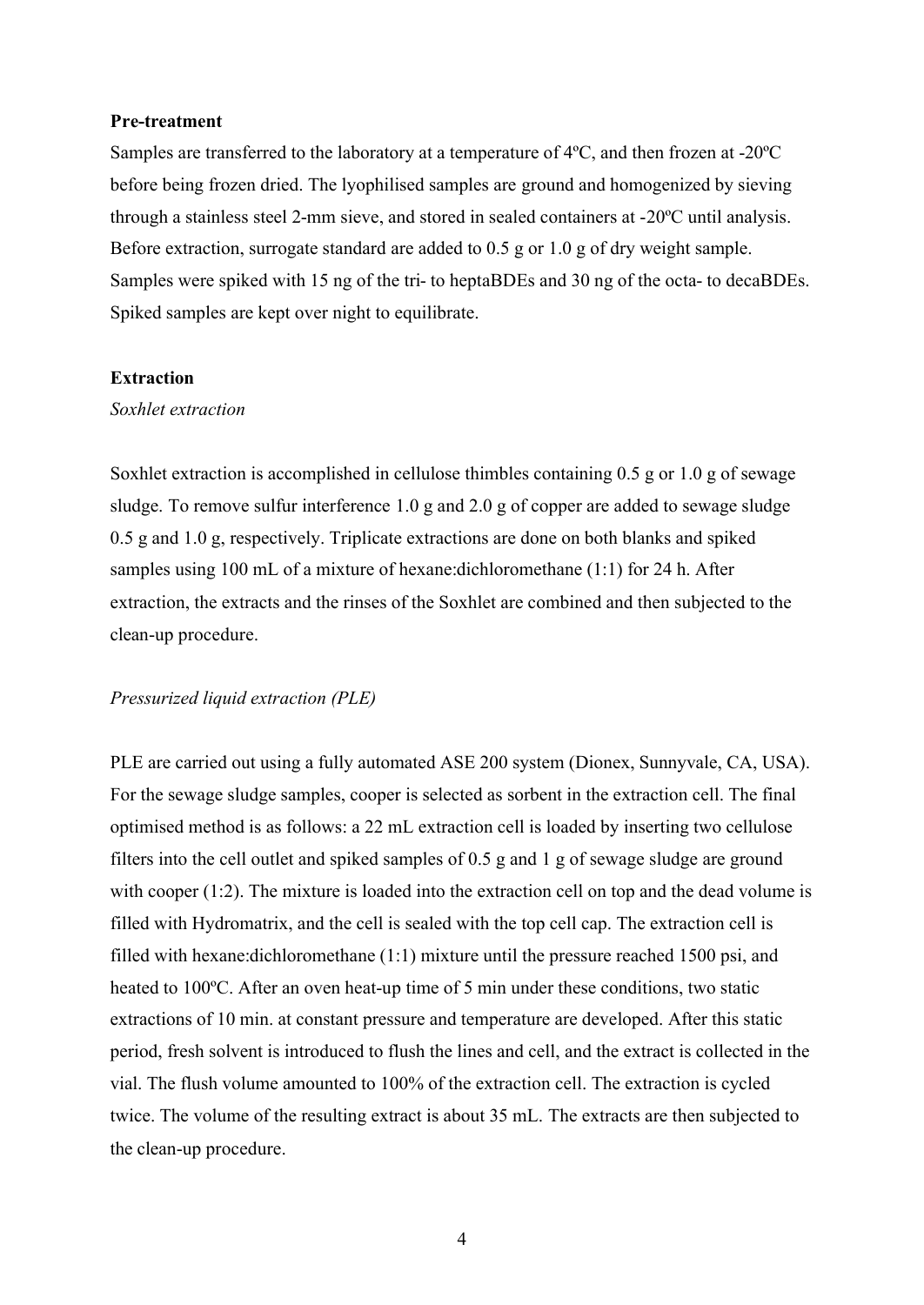**Pre-treatment**

Samples are transferred to the laboratory at a temperature of 4ºC, and then frozen at -20ºC before being frozen dried. The lyophilised samples are ground and homogenized by sieving through a stainless steel 2-mm sieve, and stored in sealed containers at -20ºC until analysis. Before extraction, surrogate standard are added to 0.5 g or 1.0 g of dry weight sample. Samples were spiked with 15 ng of the tri- to heptaBDEs and 30 ng of the octa- to decaBDEs. Spiked samples are kept over night to equilibrate.

**Extraction**

*Soxhlet extraction*

Soxhlet extraction is accomplished in cellulose thimbles containing 0.5 g or 1.0 g of sewage sludge. To remove sulfur interference 1.0 g and 2.0 g of copper are added to sewage sludge 0.5 g and 1.0 g, respectively. Triplicate extractions are done on both blanks and spiked samples using 100 mL of a mixture of hexane:dichloromethane (1:1) for 24 h. After extraction, the extracts and the rinses of the Soxhlet are combined and then subjected to the clean-up procedure.

*Pressurized liquid extraction (PLE)*

PLE are carried out using a fully automated ASE 200 system (Dionex, Sunnyvale, CA, USA). For the sewage sludge samples, cooper is selected as sorbent in the extraction cell. The final optimised method is as follows: a 22 mL extraction cell is loaded by inserting two cellulose filters into the cell outlet and spiked samples of 0.5 g and 1 g of sewage sludge are ground with cooper (1:2). The mixture is loaded into the extraction cell on top and the dead volume is filled with Hydromatrix, and the cell is sealed with the top cell cap. The extraction cell is filled with hexane:dichloromethane (1:1) mixture until the pressure reached 1500 psi, and heated to 100ºC. After an oven heat-up time of 5 min under these conditions, two static extractions of 10 min. at constant pressure and temperature are developed. After this static period, fresh solvent is introduced to flush the lines and cell, and the extract is collected in the vial. The flush volume amounted to 100% of the extraction cell. The extraction is cycled twice. The volume of the resulting extract is about 35 mL. The extracts are then subjected to the clean-up procedure.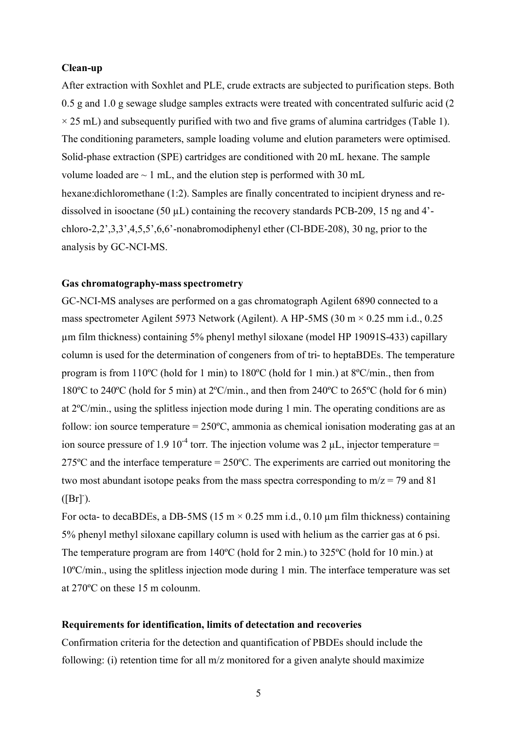**Clean-up**

After extraction with Soxhlet and PLE, crude extracts are subjected to purification steps. Both 0.5 g and 1.0 g sewage sludge samples extracts were treated with concentrated sulfuric acid (2 × 25 mL) and subsequently purified with two and five grams of alumina cartridges (Table 1). The conditioning parameters, sample loading volume and elution parameters were optimised. Solid-phase extraction (SPE) cartridges are conditioned with 20 mL hexane. The sample volume loaded are ~ 1 mL, and the elution step is performed with 30 mL hexane:dichloromethane (1:2). Samples are finally concentrated to incipient dryness and re-dissolved in isooctane (50 µL) containing the recovery standards PCB-209, 15 ng and 4'-chloro-2,2',3,3',4,5,5',6,6'-nonabromodiphenyl ether (Cl-BDE-208), 30 ng, prior to the analysis by GC-NCI-MS.

**Gas chromatography-mass spectrometry**

GC-NCI-MS analyses are performed on a gas chromatograph Agilent 6890 connected to a mass spectrometer Agilent 5973 Network (Agilent). A HP-5MS (30 m × 0.25 mm i.d., 0.25 µm film thickness) containing 5% phenyl methyl siloxane (model HP 19091S-433) capillary column is used for the determination of congeners from of tri- to heptaBDEs. The temperature program is from 110ºC (hold for 1 min) to 180ºC (hold for 1 min.) at 8ºC/min., then from 180ºC to 240ºC (hold for 5 min) at 2ºC/min., and then from 240ºC to 265ºC (hold for 6 min) at 2ºC/min., using the splitless injection mode during 1 min. The operating conditions are as follow: ion source temperature = 250ºC, ammonia as chemical ionisation moderating gas at an ion source pressure of 1.9 $10^{-4}$ torr. The injection volume was 2 µL, injector temperature = 275ºC and the interface temperature = 250ºC. The experiments are carried out monitoring the two most abundant isotope peaks from the mass spectra corresponding to m/z = 79 and 81 ($[Br]^-$).

For octa- to decaBDEs, a DB-5MS (15 m × 0.25 mm i.d., 0.10 µm film thickness) containing 5% phenyl methyl siloxane capillary column is used with helium as the carrier gas at 6 psi. The temperature program are from 140ºC (hold for 2 min.) to 325ºC (hold for 10 min.) at 10ºC/min., using the splitless injection mode during 1 min. The interface temperature was set at 270ºC on these 15 m colounm.

**Requirements for identification, limits of detectation and recoveries**

Confirmation criteria for the detection and quantification of PBDEs should include the following: (i) retention time for all m/z monitored for a given analyte should maximize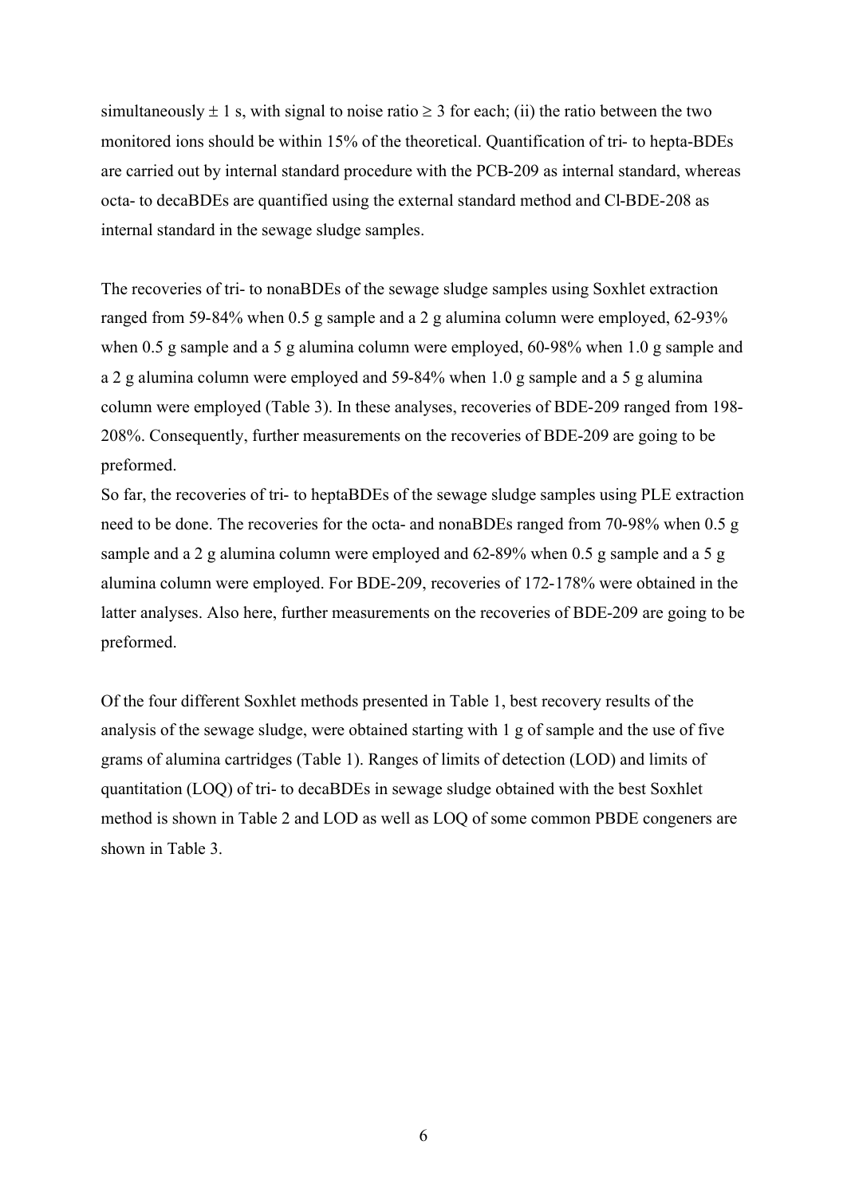simultaneously ± 1 s, with signal to noise ratio ≥ 3 for each; (ii) the ratio between the two monitored ions should be within 15% of the theoretical. Quantification of tri- to hepta-BDEs are carried out by internal standard procedure with the PCB-209 as internal standard, whereas octa- to decaBDEs are quantified using the external standard method and Cl-BDE-208 as internal standard in the sewage sludge samples.

The recoveries of tri- to nonaBDEs of the sewage sludge samples using Soxhlet extraction ranged from 59-84% when 0.5 g sample and a 2 g alumina column were employed, 62-93% when 0.5 g sample and a 5 g alumina column were employed, 60-98% when 1.0 g sample and a 2 g alumina column were employed and 59-84% when 1.0 g sample and a 5 g alumina column were employed (Table 3). In these analyses, recoveries of BDE-209 ranged from 198-208%. Consequently, further measurements on the recoveries of BDE-209 are going to be preformed.

So far, the recoveries of tri- to heptaBDEs of the sewage sludge samples using PLE extraction need to be done. The recoveries for the octa- and nonaBDEs ranged from 70-98% when 0.5 g sample and a 2 g alumina column were employed and 62-89% when 0.5 g sample and a 5 g alumina column were employed. For BDE-209, recoveries of 172-178% were obtained in the latter analyses. Also here, further measurements on the recoveries of BDE-209 are going to be preformed.

Of the four different Soxhlet methods presented in Table 1, best recovery results of the analysis of the sewage sludge, were obtained starting with 1 g of sample and the use of five grams of alumina cartridges (Table 1). Ranges of limits of detection (LOD) and limits of quantitation (LOQ) of tri- to decaBDEs in sewage sludge obtained with the best Soxhlet method is shown in Table 2 and LOD as well as LOQ of some common PBDE congeners are shown in Table 3.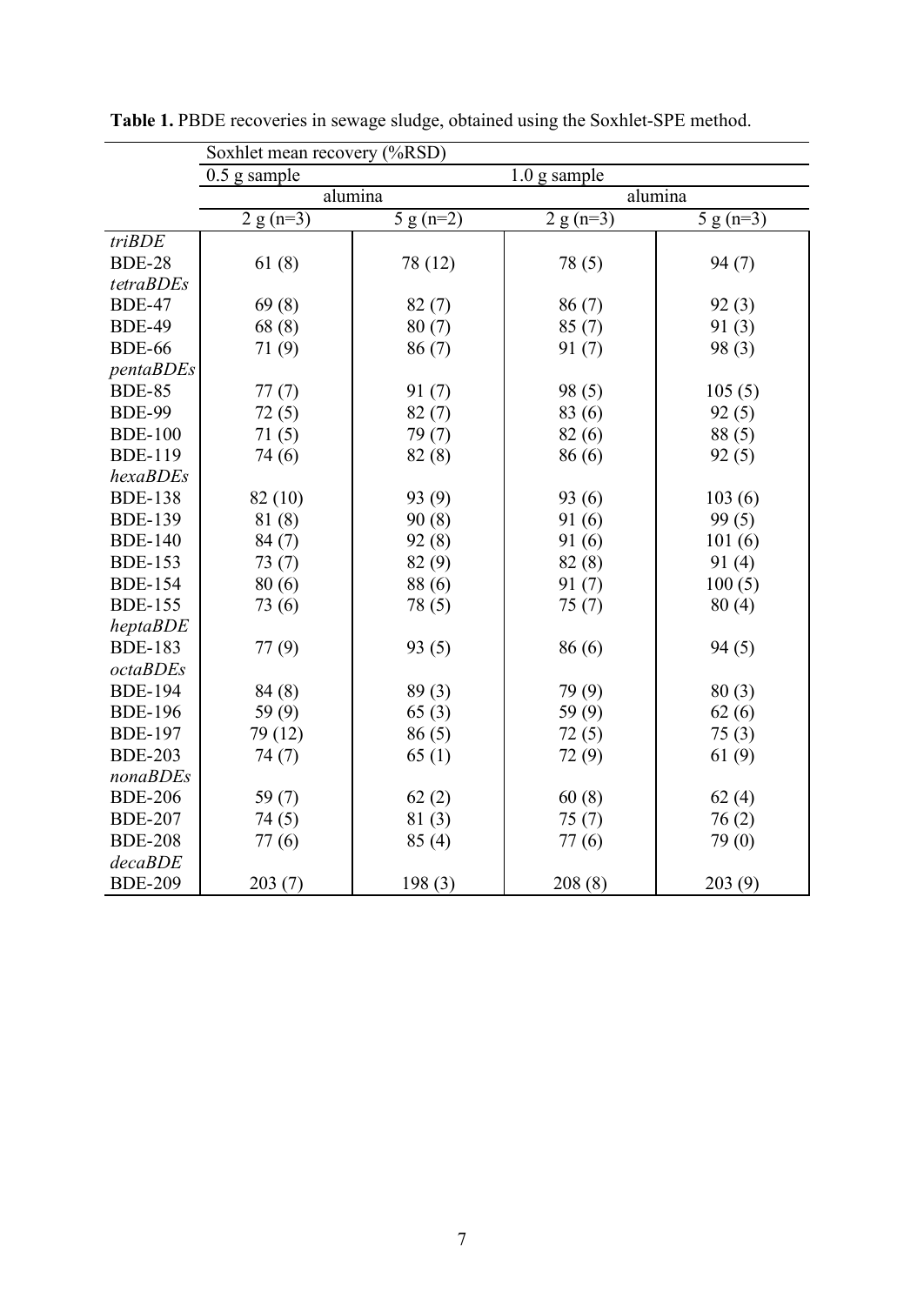**Table 1.** PBDE recoveries in sewage sludge, obtained using the Soxhlet-SPE method.

| | Soxhlet mean recovery (%RSD) | | | |
|---|---|---|---|---|
| | 0.5 g sample | | 1.0 g sample | |
| | alumina | | alumina | |
| | 2 g (n=3) | 5 g (n=2) | 2 g (n=3) | 5 g (n=3) |
| *triBDE* | | | | |
| BDE-28 | 61 (8) | 78 (12) | 78 (5) | 94 (7) |
| *tetraBDEs* | | | | |
| BDE-47 | 69 (8) | 82 (7) | 86 (7) | 92 (3) |
| BDE-49 | 68 (8) | 80 (7) | 85 (7) | 91 (3) |
| BDE-66 | 71 (9) | 86 (7) | 91 (7) | 98 (3) |
| *pentaBDEs* | | | | |
| BDE-85 | 77 (7) | 91 (7) | 98 (5) | 105 (5) |
| BDE-99 | 72 (5) | 82 (7) | 83 (6) | 92 (5) |
| BDE-100 | 71 (5) | 79 (7) | 82 (6) | 88 (5) |
| BDE-119 | 74 (6) | 82 (8) | 86 (6) | 92 (5) |
| *hexaBDEs* | | | | |
| BDE-138 | 82 (10) | 93 (9) | 93 (6) | 103 (6) |
| BDE-139 | 81 (8) | 90 (8) | 91 (6) | 99 (5) |
| BDE-140 | 84 (7) | 92 (8) | 91 (6) | 101 (6) |
| BDE-153 | 73 (7) | 82 (9) | 82 (8) | 91 (4) |
| BDE-154 | 80 (6) | 88 (6) | 91 (7) | 100 (5) |
| BDE-155 | 73 (6) | 78 (5) | 75 (7) | 80 (4) |
| *heptaBDE* | | | | |
| BDE-183 | 77 (9) | 93 (5) | 86 (6) | 94 (5) |
| *octaBDEs* | | | | |
| BDE-194 | 84 (8) | 89 (3) | 79 (9) | 80 (3) |
| BDE-196 | 59 (9) | 65 (3) | 59 (9) | 62 (6) |
| BDE-197 | 79 (12) | 86 (5) | 72 (5) | 75 (3) |
| BDE-203 | 74 (7) | 65 (1) | 72 (9) | 61 (9) |
| *nonaBDEs* | | | | |
| BDE-206 | 59 (7) | 62 (2) | 60 (8) | 62 (4) |
| BDE-207 | 74 (5) | 81 (3) | 75 (7) | 76 (2) |
| BDE-208 | 77 (6) | 85 (4) | 77 (6) | 79 (0) |
| *decaBDE* | | | | |
| BDE-209 | 203 (7) | 198 (3) | 208 (8) | 203 (9) |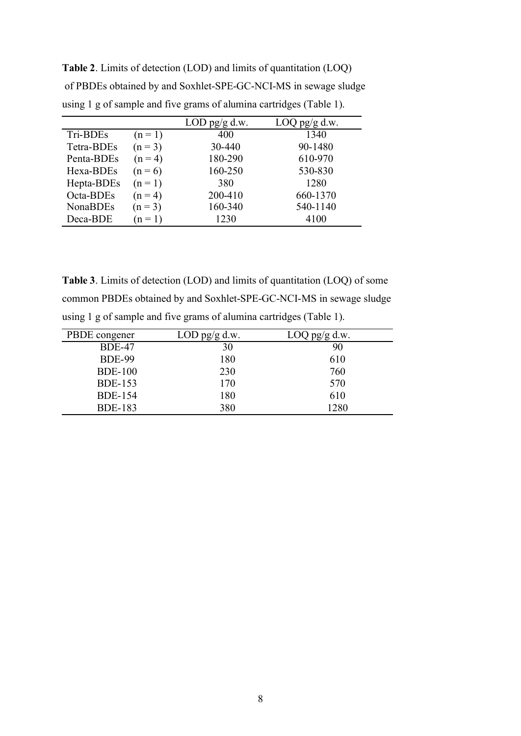**Table 2**. Limits of detection (LOD) and limits of quantitation (LOQ) of PBDEs obtained by and Soxhlet-SPE-GC-NCI-MS in sewage sludge using 1 g of sample and five grams of alumina cartridges (Table 1).

| | | LOD pg/g d.w. | LOQ pg/g d.w. |
|---|---|---|---|
| Tri-BDEs | (n = 1) | 400 | 1340 |
| Tetra-BDEs | (n = 3) | 30-440 | 90-1480 |
| Penta-BDEs | (n = 4) | 180-290 | 610-970 |
| Hexa-BDEs | (n = 6) | 160-250 | 530-830 |
| Hepta-BDEs | (n = 1) | 380 | 1280 |
| Octa-BDEs | (n = 4) | 200-410 | 660-1370 |
| NonaBDEs | (n = 3) | 160-340 | 540-1140 |
| Deca-BDE | (n = 1) | 1230 | 4100 |

**Table 3**. Limits of detection (LOD) and limits of quantitation (LOQ) of some common PBDEs obtained by and Soxhlet-SPE-GC-NCI-MS in sewage sludge using 1 g of sample and five grams of alumina cartridges (Table 1).

| PBDE congener | LOD pg/g d.w. | LOQ pg/g d.w. |
|---|---|---|
| BDE-47 | 30 | 90 |
| BDE-99 | 180 | 610 |
| BDE-100 | 230 | 760 |
| BDE-153 | 170 | 570 |
| BDE-154 | 180 | 610 |
| BDE-183 | 380 | 1280 |